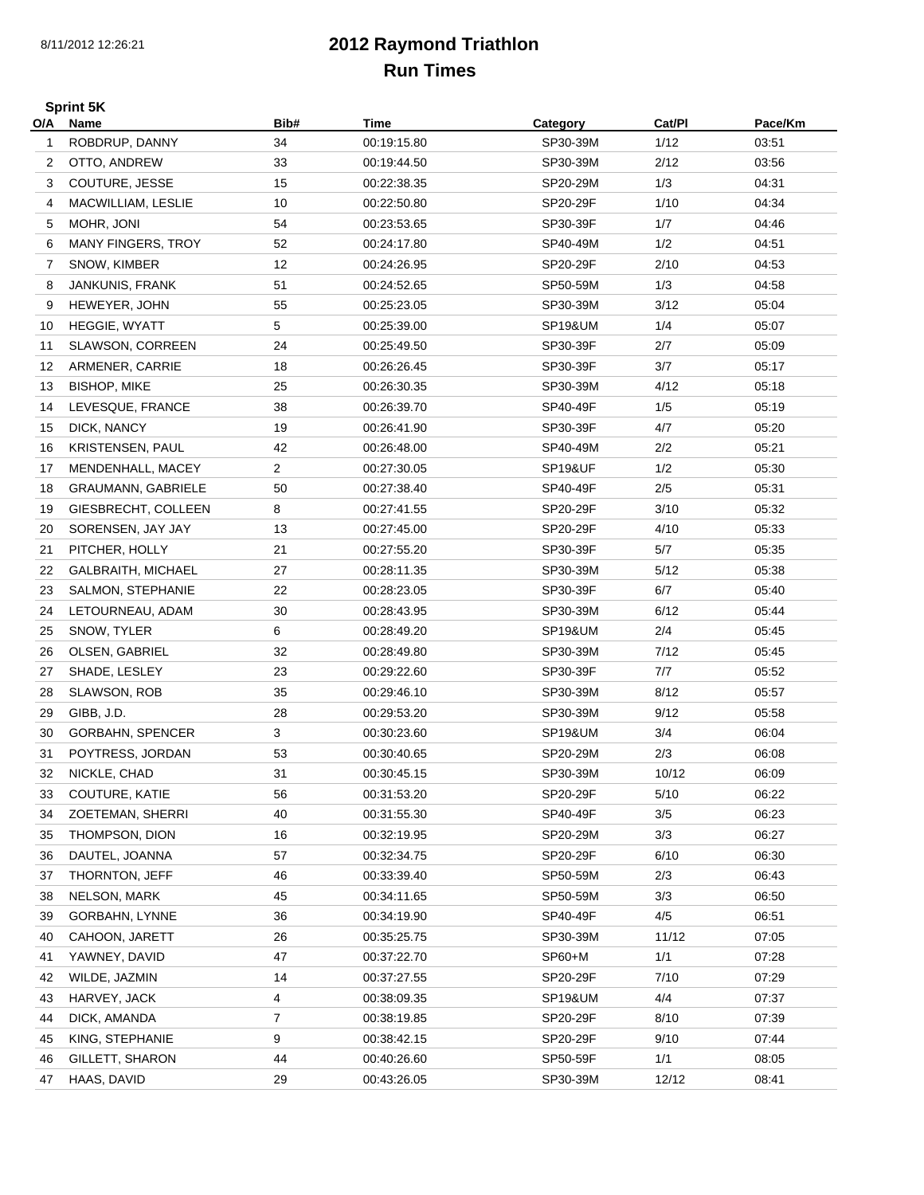# 2012 Raymond Triathlon
## Run Times

**Sprint 5K**

| O/A | Name | Bib# | Time | Category | Cat/Pl | Pace/Km |
|---|---|---|---|---|---|---|
| 1 | ROBDRUP, DANNY | 34 | 00:19:15.80 | SP30-39M | 1/12 | 03:51 |
| 2 | OTTO, ANDREW | 33 | 00:19:44.50 | SP30-39M | 2/12 | 03:56 |
| 3 | COUTURE, JESSE | 15 | 00:22:38.35 | SP20-29M | 1/3 | 04:31 |
| 4 | MACWILLIAM, LESLIE | 10 | 00:22:50.80 | SP20-29F | 1/10 | 04:34 |
| 5 | MOHR, JONI | 54 | 00:23:53.65 | SP30-39F | 1/7 | 04:46 |
| 6 | MANY FINGERS, TROY | 52 | 00:24:17.80 | SP40-49M | 1/2 | 04:51 |
| 7 | SNOW, KIMBER | 12 | 00:24:26.95 | SP20-29F | 2/10 | 04:53 |
| 8 | JANKUNIS, FRANK | 51 | 00:24:52.65 | SP50-59M | 1/3 | 04:58 |
| 9 | HEWEYER, JOHN | 55 | 00:25:23.05 | SP30-39M | 3/12 | 05:04 |
| 10 | HEGGIE, WYATT | 5 | 00:25:39.00 | SP19&UM | 1/4 | 05:07 |
| 11 | SLAWSON, CORREEN | 24 | 00:25:49.50 | SP30-39F | 2/7 | 05:09 |
| 12 | ARMENER, CARRIE | 18 | 00:26:26.45 | SP30-39F | 3/7 | 05:17 |
| 13 | BISHOP, MIKE | 25 | 00:26:30.35 | SP30-39M | 4/12 | 05:18 |
| 14 | LEVESQUE, FRANCE | 38 | 00:26:39.70 | SP40-49F | 1/5 | 05:19 |
| 15 | DICK, NANCY | 19 | 00:26:41.90 | SP30-39F | 4/7 | 05:20 |
| 16 | KRISTENSEN, PAUL | 42 | 00:26:48.00 | SP40-49M | 2/2 | 05:21 |
| 17 | MENDENHALL, MACEY | 2 | 00:27:30.05 | SP19&UF | 1/2 | 05:30 |
| 18 | GRAUMANN, GABRIELE | 50 | 00:27:38.40 | SP40-49F | 2/5 | 05:31 |
| 19 | GIESBRECHT, COLLEEN | 8 | 00:27:41.55 | SP20-29F | 3/10 | 05:32 |
| 20 | SORENSEN, JAY JAY | 13 | 00:27:45.00 | SP20-29F | 4/10 | 05:33 |
| 21 | PITCHER, HOLLY | 21 | 00:27:55.20 | SP30-39F | 5/7 | 05:35 |
| 22 | GALBRAITH, MICHAEL | 27 | 00:28:11.35 | SP30-39M | 5/12 | 05:38 |
| 23 | SALMON, STEPHANIE | 22 | 00:28:23.05 | SP30-39F | 6/7 | 05:40 |
| 24 | LETOURNEAU, ADAM | 30 | 00:28:43.95 | SP30-39M | 6/12 | 05:44 |
| 25 | SNOW, TYLER | 6 | 00:28:49.20 | SP19&UM | 2/4 | 05:45 |
| 26 | OLSEN, GABRIEL | 32 | 00:28:49.80 | SP30-39M | 7/12 | 05:45 |
| 27 | SHADE, LESLEY | 23 | 00:29:22.60 | SP30-39F | 7/7 | 05:52 |
| 28 | SLAWSON, ROB | 35 | 00:29:46.10 | SP30-39M | 8/12 | 05:57 |
| 29 | GIBB, J.D. | 28 | 00:29:53.20 | SP30-39M | 9/12 | 05:58 |
| 30 | GORBAHN, SPENCER | 3 | 00:30:23.60 | SP19&UM | 3/4 | 06:04 |
| 31 | POYTRESS, JORDAN | 53 | 00:30:40.65 | SP20-29M | 2/3 | 06:08 |
| 32 | NICKLE, CHAD | 31 | 00:30:45.15 | SP30-39M | 10/12 | 06:09 |
| 33 | COUTURE, KATIE | 56 | 00:31:53.20 | SP20-29F | 5/10 | 06:22 |
| 34 | ZOETEMAN, SHERRI | 40 | 00:31:55.30 | SP40-49F | 3/5 | 06:23 |
| 35 | THOMPSON, DION | 16 | 00:32:19.95 | SP20-29M | 3/3 | 06:27 |
| 36 | DAUTEL, JOANNA | 57 | 00:32:34.75 | SP20-29F | 6/10 | 06:30 |
| 37 | THORNTON, JEFF | 46 | 00:33:39.40 | SP50-59M | 2/3 | 06:43 |
| 38 | NELSON, MARK | 45 | 00:34:11.65 | SP50-59M | 3/3 | 06:50 |
| 39 | GORBAHN, LYNNE | 36 | 00:34:19.90 | SP40-49F | 4/5 | 06:51 |
| 40 | CAHOON, JARETT | 26 | 00:35:25.75 | SP30-39M | 11/12 | 07:05 |
| 41 | YAWNEY, DAVID | 47 | 00:37:22.70 | SP60+M | 1/1 | 07:28 |
| 42 | WILDE, JAZMIN | 14 | 00:37:27.55 | SP20-29F | 7/10 | 07:29 |
| 43 | HARVEY, JACK | 4 | 00:38:09.35 | SP19&UM | 4/4 | 07:37 |
| 44 | DICK, AMANDA | 7 | 00:38:19.85 | SP20-29F | 8/10 | 07:39 |
| 45 | KING, STEPHANIE | 9 | 00:38:42.15 | SP20-29F | 9/10 | 07:44 |
| 46 | GILLETT, SHARON | 44 | 00:40:26.60 | SP50-59F | 1/1 | 08:05 |
| 47 | HAAS, DAVID | 29 | 00:43:26.05 | SP30-39M | 12/12 | 08:41 |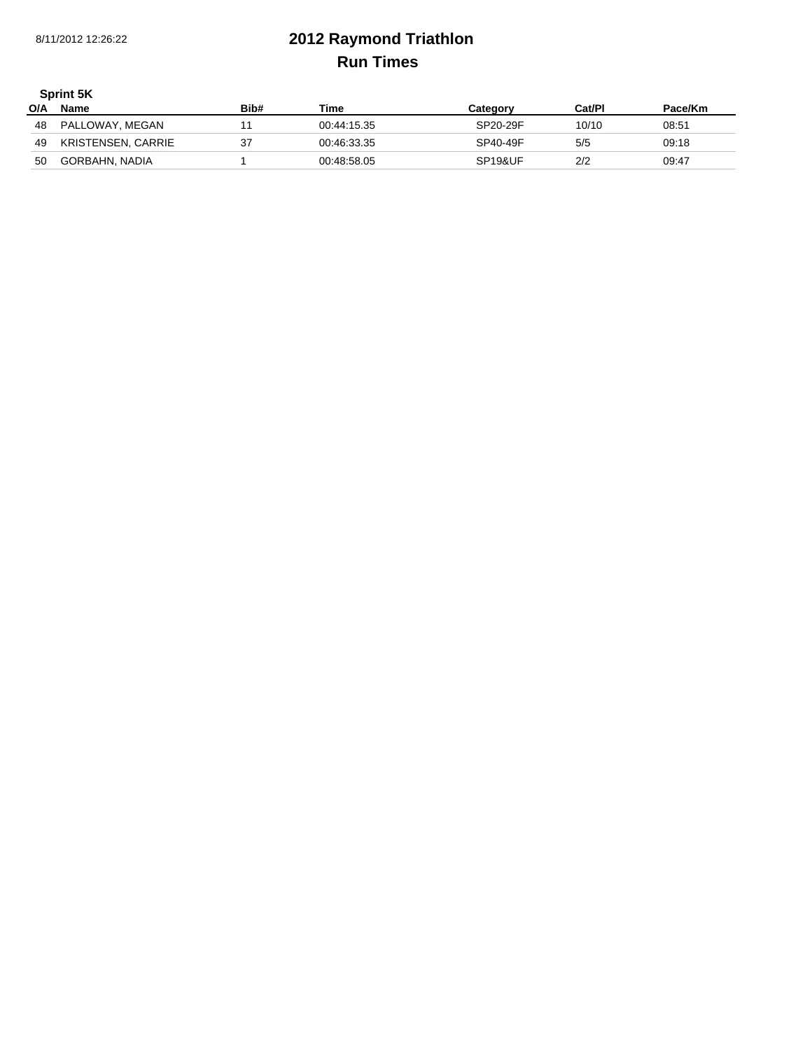# 2012 Raymond Triathlon
## Run Times

**Sprint 5K**

| O/A | Name | Bib# | Time | Category | Cat/Pl | Pace/Km |
|---|---|---|---|---|---|---|
| 48 | PALLOWAY, MEGAN | 11 | 00:44:15.35 | SP20-29F | 10/10 | 08:51 |
| 49 | KRISTENSEN, CARRIE | 37 | 00:46:33.35 | SP40-49F | 5/5 | 09:18 |
| 50 | GORBAHN, NADIA | 1 | 00:48:58.05 | SP19&UF | 2/2 | 09:47 |